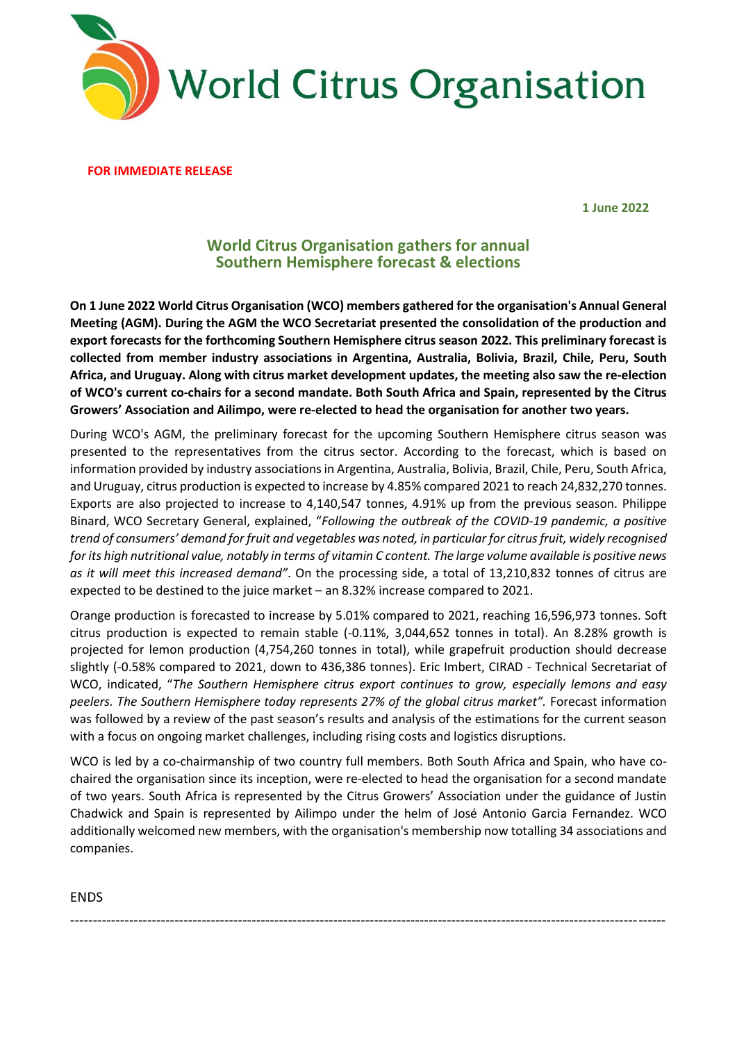World Citrus Organisation

**FOR IMMEDIATE RELEASE**

**1 June 2022**

## World Citrus Organisation gathers for annual Southern Hemisphere forecast & elections

**On 1 June 2022 World Citrus Organisation (WCO) members gathered for the organisation's Annual General Meeting (AGM). During the AGM the WCO Secretariat presented the consolidation of the production and export forecasts for the forthcoming Southern Hemisphere citrus season 2022. This preliminary forecast is collected from member industry associations in Argentina, Australia, Bolivia, Brazil, Chile, Peru, South Africa, and Uruguay. Along with citrus market development updates, the meeting also saw the re-election of WCO's current co-chairs for a second mandate. Both South Africa and Spain, represented by the Citrus Growers' Association and Ailimpo, were re-elected to head the organisation for another two years.**

During WCO's AGM, the preliminary forecast for the upcoming Southern Hemisphere citrus season was presented to the representatives from the citrus sector. According to the forecast, which is based on information provided by industry associations in Argentina, Australia, Bolivia, Brazil, Chile, Peru, South Africa, and Uruguay, citrus production is expected to increase by 4.85% compared 2021 to reach 24,832,270 tonnes. Exports are also projected to increase to 4,140,547 tonnes, 4.91% up from the previous season. Philippe Binard, WCO Secretary General, explained, "*Following the outbreak of the COVID-19 pandemic, a positive trend of consumers' demand for fruit and vegetables was noted, in particular for citrus fruit, widely recognised for its high nutritional value, notably in terms of vitamin C content. The large volume available is positive news as it will meet this increased demand*". On the processing side, a total of 13,210,832 tonnes of citrus are expected to be destined to the juice market – an 8.32% increase compared to 2021.

Orange production is forecasted to increase by 5.01% compared to 2021, reaching 16,596,973 tonnes. Soft citrus production is expected to remain stable (-0.11%, 3,044,652 tonnes in total). An 8.28% growth is projected for lemon production (4,754,260 tonnes in total), while grapefruit production should decrease slightly (-0.58% compared to 2021, down to 436,386 tonnes). Eric Imbert, CIRAD - Technical Secretariat of WCO, indicated, "*The Southern Hemisphere citrus export continues to grow, especially lemons and easy peelers. The Southern Hemisphere today represents 27% of the global citrus market".* Forecast information was followed by a review of the past season's results and analysis of the estimations for the current season with a focus on ongoing market challenges, including rising costs and logistics disruptions.

WCO is led by a co-chairmanship of two country full members. Both South Africa and Spain, who have co-chaired the organisation since its inception, were re-elected to head the organisation for a second mandate of two years. South Africa is represented by the Citrus Growers' Association under the guidance of Justin Chadwick and Spain is represented by Ailimpo under the helm of José Antonio Garcia Fernandez. WCO additionally welcomed new members, with the organisation's membership now totalling 34 associations and companies.

ENDS

---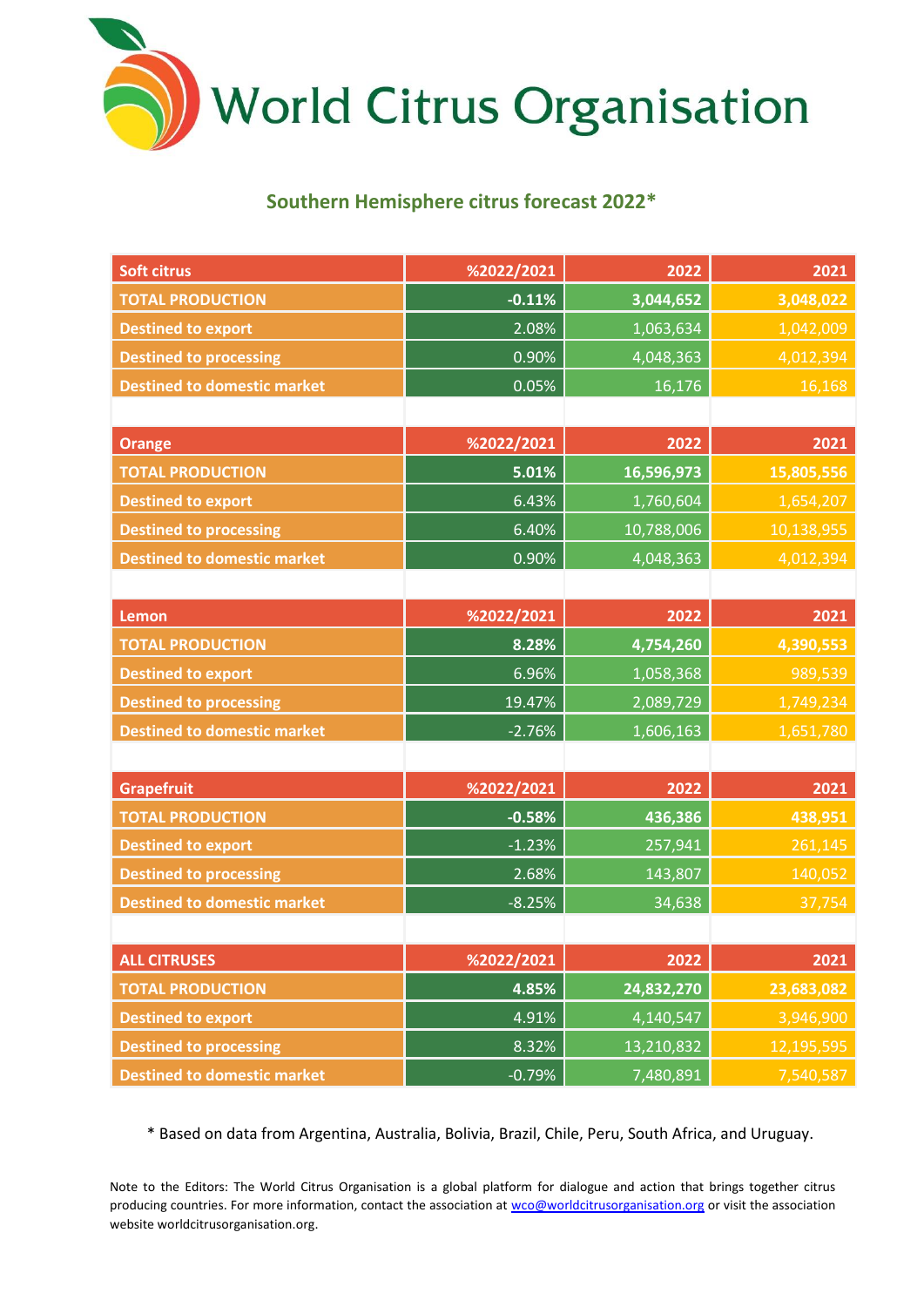# World Citrus Organisation

## Southern Hemisphere citrus forecast 2022*

| Soft citrus | %2022/2021 | 2022 | 2021 |
|---|---|---|---|
| **TOTAL PRODUCTION** | **-0.11%** | **3,044,652** | **3,048,022** |
| Destined to export | 2.08% | 1,063,634 | 1,042,009 |
| Destined to processing | 0.90% | 4,048,363 | 4,012,394 |
| Destined to domestic market | 0.05% | 16,176 | 16,168 |
| | | | |
| **Orange** | **%2022/2021** | **2022** | **2021** |
| **TOTAL PRODUCTION** | **5.01%** | **16,596,973** | **15,805,556** |
| Destined to export | 6.43% | 1,760,604 | 1,654,207 |
| Destined to processing | 6.40% | 10,788,006 | 10,138,955 |
| Destined to domestic market | 0.90% | 4,048,363 | 4,012,394 |
| | | | |
| **Lemon** | **%2022/2021** | **2022** | **2021** |
| **TOTAL PRODUCTION** | **8.28%** | **4,754,260** | **4,390,553** |
| Destined to export | 6.96% | 1,058,368 | 989,539 |
| Destined to processing | 19.47% | 2,089,729 | 1,749,234 |
| Destined to domestic market | -2.76% | 1,606,163 | 1,651,780 |
| | | | |
| **Grapefruit** | **%2022/2021** | **2022** | **2021** |
| **TOTAL PRODUCTION** | **-0.58%** | **436,386** | **438,951** |
| Destined to export | -1.23% | 257,941 | 261,145 |
| Destined to processing | 2.68% | 143,807 | 140,052 |
| Destined to domestic market | -8.25% | 34,638 | 37,754 |
| | | | |
| **ALL CITRUSES** | **%2022/2021** | **2022** | **2021** |
| **TOTAL PRODUCTION** | **4.85%** | **24,832,270** | **23,683,082** |
| Destined to export | 4.91% | 4,140,547 | 3,946,900 |
| Destined to processing | 8.32% | 13,210,832 | 12,195,595 |
| Destined to domestic market | -0.79% | 7,480,891 | 7,540,587 |

\* Based on data from Argentina, Australia, Bolivia, Brazil, Chile, Peru, South Africa, and Uruguay.

Note to the Editors: The World Citrus Organisation is a global platform for dialogue and action that brings together citrus producing countries. For more information, contact the association at wco@worldcitrusorganisation.org or visit the association website worldcitrusorganisation.org.